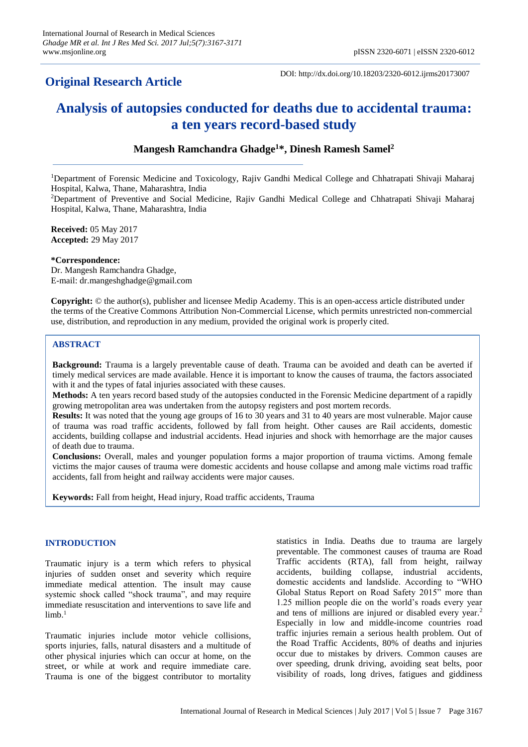## Original Research Article

DOI: http://dx.doi.org/10.18203/2320-6012.ijrms20173007

# Analysis of autopsies conducted for deaths due to accidental trauma: a ten years record-based study

**Mangesh Ramchandra Ghadge[1]*, Dinesh Ramesh Samel[2]**

[1]Department of Forensic Medicine and Toxicology, Rajiv Gandhi Medical College and Chhatrapati Shivaji Maharaj Hospital, Kalwa, Thane, Maharashtra, India

[2]Department of Preventive and Social Medicine, Rajiv Gandhi Medical College and Chhatrapati Shivaji Maharaj Hospital, Kalwa, Thane, Maharashtra, India

**Received:** 05 May 2017
**Accepted:** 29 May 2017

***Correspondence:**
Dr. Mangesh Ramchandra Ghadge,
E-mail: dr.mangeshghadge@gmail.com

**Copyright:** © the author(s), publisher and licensee Medip Academy. This is an open-access article distributed under the terms of the Creative Commons Attribution Non-Commercial License, which permits unrestricted non-commercial use, distribution, and reproduction in any medium, provided the original work is properly cited.

## ABSTRACT

**Background:** Trauma is a largely preventable cause of death. Trauma can be avoided and death can be averted if timely medical services are made available. Hence it is important to know the causes of trauma, the factors associated with it and the types of fatal injuries associated with these causes.

**Methods:** A ten years record based study of the autopsies conducted in the Forensic Medicine department of a rapidly growing metropolitan area was undertaken from the autopsy registers and post mortem records.

**Results:** It was noted that the young age groups of 16 to 30 years and 31 to 40 years are most vulnerable. Major cause of trauma was road traffic accidents, followed by fall from height. Other causes are Rail accidents, domestic accidents, building collapse and industrial accidents. Head injuries and shock with hemorrhage are the major causes of death due to trauma.

**Conclusions:** Overall, males and younger population forms a major proportion of trauma victims. Among female victims the major causes of trauma were domestic accidents and house collapse and among male victims road traffic accidents, fall from height and railway accidents were major causes.

**Keywords:** Fall from height, Head injury, Road traffic accidents, Trauma

## INTRODUCTION

Traumatic injury is a term which refers to physical injuries of sudden onset and severity which require immediate medical attention. The insult may cause systemic shock called "shock trauma", and may require immediate resuscitation and interventions to save life and limb.[1]

Traumatic injuries include motor vehicle collisions, sports injuries, falls, natural disasters and a multitude of other physical injuries which can occur at home, on the street, or while at work and require immediate care. Trauma is one of the biggest contributor to mortality statistics in India. Deaths due to trauma are largely preventable. The commonest causes of trauma are Road Traffic accidents (RTA), fall from height, railway accidents, building collapse, industrial accidents, domestic accidents and landslide. According to "WHO Global Status Report on Road Safety 2015" more than 1.25 million people die on the world's roads every year and tens of millions are injured or disabled every year.[2] Especially in low and middle-income countries road traffic injuries remain a serious health problem. Out of the Road Traffic Accidents, 80% of deaths and injuries occur due to mistakes by drivers. Common causes are over speeding, drunk driving, avoiding seat belts, poor visibility of roads, long drives, fatigues and giddiness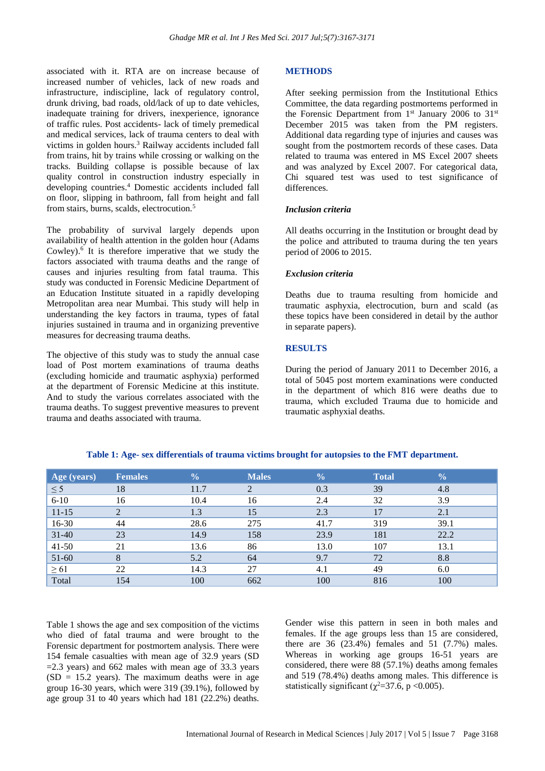associated with it. RTA are on increase because of increased number of vehicles, lack of new roads and infrastructure, indiscipline, lack of regulatory control, drunk driving, bad roads, old/lack of up to date vehicles, inadequate training for drivers, inexperience, ignorance of traffic rules. Post accidents- lack of timely premedical and medical services, lack of trauma centers to deal with victims in golden hours.[3] Railway accidents included fall from trains, hit by trains while crossing or walking on the tracks. Building collapse is possible because of lax quality control in construction industry especially in developing countries.[4] Domestic accidents included fall on floor, slipping in bathroom, fall from height and fall from stairs, burns, scalds, electrocution.[5]

The probability of survival largely depends upon availability of health attention in the golden hour (Adams Cowley).[6] It is therefore imperative that we study the factors associated with trauma deaths and the range of causes and injuries resulting from fatal trauma. This study was conducted in Forensic Medicine Department of an Education Institute situated in a rapidly developing Metropolitan area near Mumbai. This study will help in understanding the key factors in trauma, types of fatal injuries sustained in trauma and in organizing preventive measures for decreasing trauma deaths.

The objective of this study was to study the annual case load of Post mortem examinations of trauma deaths (excluding homicide and traumatic asphyxia) performed at the department of Forensic Medicine at this institute. And to study the various correlates associated with the trauma deaths. To suggest preventive measures to prevent trauma and deaths associated with trauma.

## METHODS

After seeking permission from the Institutional Ethics Committee, the data regarding postmortems performed in the Forensic Department from 1st January 2006 to 31st December 2015 was taken from the PM registers. Additional data regarding type of injuries and causes was sought from the postmortem records of these cases. Data related to trauma was entered in MS Excel 2007 sheets and was analyzed by Excel 2007. For categorical data, Chi squared test was used to test significance of differences.

### *Inclusion criteria*

All deaths occurring in the Institution or brought dead by the police and attributed to trauma during the ten years period of 2006 to 2015.

### *Exclusion criteria*

Deaths due to trauma resulting from homicide and traumatic asphyxia, electrocution, burn and scald (as these topics have been considered in detail by the author in separate papers).

## RESULTS

During the period of January 2011 to December 2016, a total of 5045 post mortem examinations were conducted in the department of which 816 were deaths due to trauma, which excluded Trauma due to homicide and traumatic asphyxial deaths.

**Table 1: Age- sex differentials of trauma victims brought for autopsies to the FMT department.**

| Age (years) | Females | % | Males | % | Total | % |
|---|---|---|---|---|---|---|
| ≤ 5 | 18 | 11.7 | 2 | 0.3 | 39 | 4.8 |
| 6-10 | 16 | 10.4 | 16 | 2.4 | 32 | 3.9 |
| 11-15 | 2 | 1.3 | 15 | 2.3 | 17 | 2.1 |
| 16-30 | 44 | 28.6 | 275 | 41.7 | 319 | 39.1 |
| 31-40 | 23 | 14.9 | 158 | 23.9 | 181 | 22.2 |
| 41-50 | 21 | 13.6 | 86 | 13.0 | 107 | 13.1 |
| 51-60 | 8 | 5.2 | 64 | 9.7 | 72 | 8.8 |
| ≥ 61 | 22 | 14.3 | 27 | 4.1 | 49 | 6.0 |
| Total | 154 | 100 | 662 | 100 | 816 | 100 |

Table 1 shows the age and sex composition of the victims who died of fatal trauma and were brought to the Forensic department for postmortem analysis. There were 154 female casualties with mean age of 32.9 years (SD =2.3 years) and 662 males with mean age of 33.3 years (SD = 15.2 years). The maximum deaths were in age group 16-30 years, which were 319 (39.1%), followed by age group 31 to 40 years which had 181 (22.2%) deaths.

Gender wise this pattern in seen in both males and females. If the age groups less than 15 are considered, there are 36 (23.4%) females and 51 (7.7%) males. Whereas in working age groups 16-51 years are considered, there were 88 (57.1%) deaths among females and 519 (78.4%) deaths among males. This difference is statistically significant ($\chi^2$=37.6, p <0.005).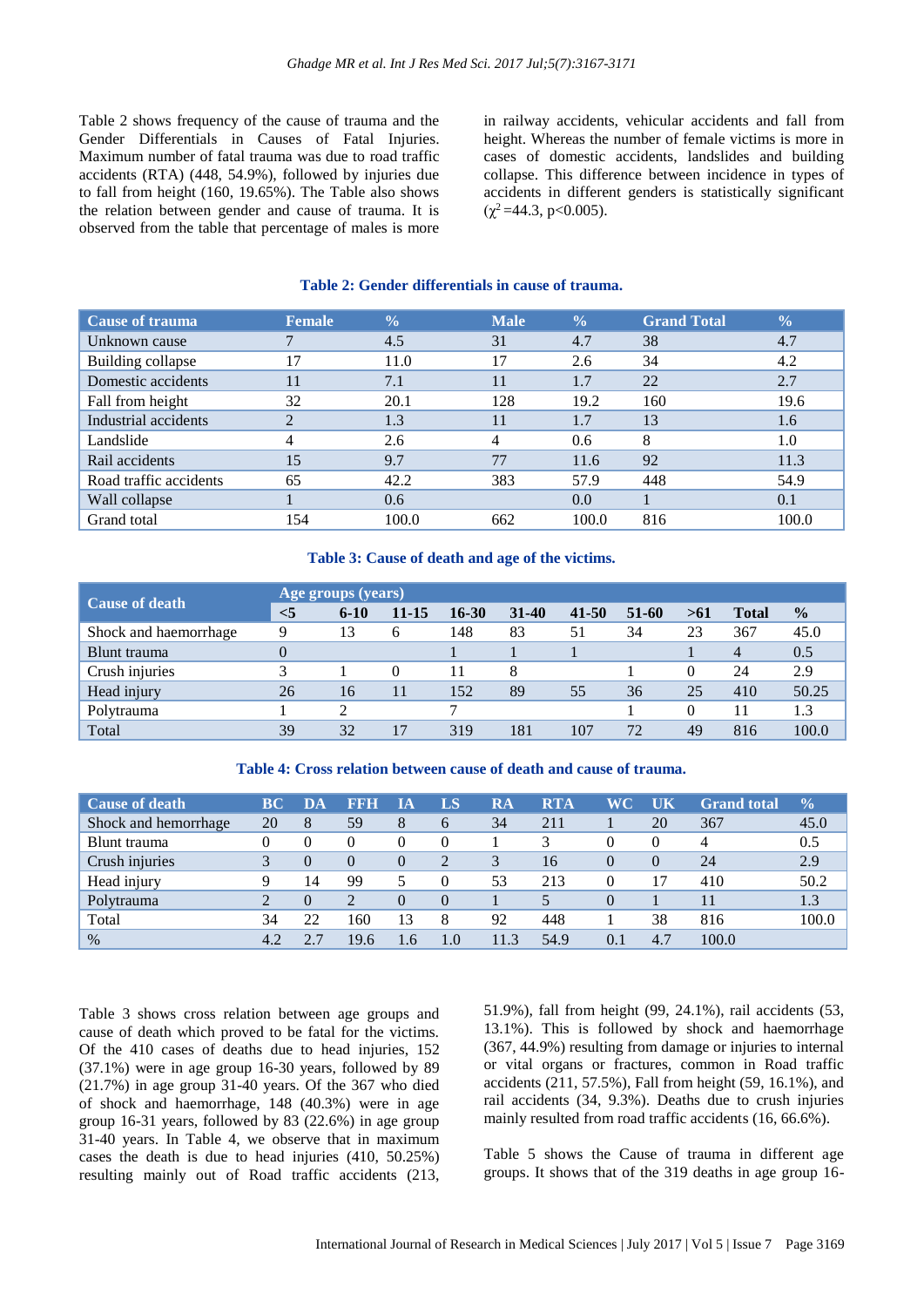Table 2 shows frequency of the cause of trauma and the Gender Differentials in Causes of Fatal Injuries. Maximum number of fatal trauma was due to road traffic accidents (RTA) (448, 54.9%), followed by injuries due to fall from height (160, 19.65%). The Table also shows the relation between gender and cause of trauma. It is observed from the table that percentage of males is more in railway accidents, vehicular accidents and fall from height. Whereas the number of female victims is more in cases of domestic accidents, landslides and building collapse. This difference between incidence in types of accidents in different genders is statistically significant ($\chi^2$=44.3, $p<0.005$).

**Table 2: Gender differentials in cause of trauma.**

| Cause of trauma | Female | % | Male | % | Grand Total | % |
|---|---|---|---|---|---|---|
| Unknown cause | 7 | 4.5 | 31 | 4.7 | 38 | 4.7 |
| Building collapse | 17 | 11.0 | 17 | 2.6 | 34 | 4.2 |
| Domestic accidents | 11 | 7.1 | 11 | 1.7 | 22 | 2.7 |
| Fall from height | 32 | 20.1 | 128 | 19.2 | 160 | 19.6 |
| Industrial accidents | 2 | 1.3 | 11 | 1.7 | 13 | 1.6 |
| Landslide | 4 | 2.6 | 4 | 0.6 | 8 | 1.0 |
| Rail accidents | 15 | 9.7 | 77 | 11.6 | 92 | 11.3 |
| Road traffic accidents | 65 | 42.2 | 383 | 57.9 | 448 | 54.9 |
| Wall collapse | 1 | 0.6 | | 0.0 | 1 | 0.1 |
| Grand total | 154 | 100.0 | 662 | 100.0 | 816 | 100.0 |

**Table 3: Cause of death and age of the victims.**

| Cause of death | Age groups (years) | | | | | | | | | |
|---|---|---|---|---|---|---|---|---|---|---|
| | <5 | 6-10 | 11-15 | 16-30 | 31-40 | 41-50 | 51-60 | >61 | Total | % |
| Shock and haemorrhage | 9 | 13 | 6 | 148 | 83 | 51 | 34 | 23 | 367 | 45.0 |
| Blunt trauma | 0 | | | 1 | 1 | 1 | | 1 | 4 | 0.5 |
| Crush injuries | 3 | 1 | 0 | 11 | 8 | | 1 | 0 | 24 | 2.9 |
| Head injury | 26 | 16 | 11 | 152 | 89 | 55 | 36 | 25 | 410 | 50.25 |
| Polytrauma | 1 | 2 | | 7 | | | 1 | 0 | 11 | 1.3 |
| Total | 39 | 32 | 17 | 319 | 181 | 107 | 72 | 49 | 816 | 100.0 |

**Table 4: Cross relation between cause of death and cause of trauma.**

| Cause of death | BC | DA | FFH | IA | LS | RA | RTA | WC | UK | Grand total | % |
|---|---|---|---|---|---|---|---|---|---|---|---|
| Shock and hemorrhage | 20 | 8 | 59 | 8 | 6 | 34 | 211 | 1 | 20 | 367 | 45.0 |
| Blunt trauma | 0 | 0 | 0 | 0 | 0 | 1 | 3 | 0 | 0 | 4 | 0.5 |
| Crush injuries | 3 | 0 | 0 | 0 | 2 | 3 | 16 | 0 | 0 | 24 | 2.9 |
| Head injury | 9 | 14 | 99 | 5 | 0 | 53 | 213 | 0 | 17 | 410 | 50.2 |
| Polytrauma | 2 | 0 | 2 | 0 | 0 | 1 | 5 | 0 | 1 | 11 | 1.3 |
| Total | 34 | 22 | 160 | 13 | 8 | 92 | 448 | 1 | 38 | 816 | 100.0 |
| % | 4.2 | 2.7 | 19.6 | 1.6 | 1.0 | 11.3 | 54.9 | 0.1 | 4.7 | 100.0 | |

Table 3 shows cross relation between age groups and cause of death which proved to be fatal for the victims. Of the 410 cases of deaths due to head injuries, 152 (37.1%) were in age group 16-30 years, followed by 89 (21.7%) in age group 31-40 years. Of the 367 who died of shock and haemorrhage, 148 (40.3%) were in age group 16-31 years, followed by 83 (22.6%) in age group 31-40 years. In Table 4, we observe that in maximum cases the death is due to head injuries (410, 50.25%) resulting mainly out of Road traffic accidents (213, 51.9%), fall from height (99, 24.1%), rail accidents (53, 13.1%). This is followed by shock and haemorrhage (367, 44.9%) resulting from damage or injuries to internal or vital organs or fractures, common in Road traffic accidents (211, 57.5%), Fall from height (59, 16.1%), and rail accidents (34, 9.3%). Deaths due to crush injuries mainly resulted from road traffic accidents (16, 66.6%).

Table 5 shows the Cause of trauma in different age groups. It shows that of the 319 deaths in age group 16-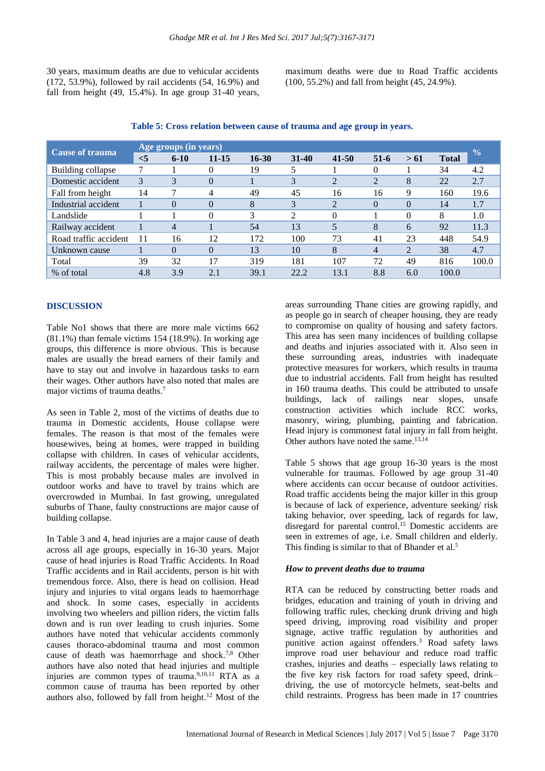30 years, maximum deaths are due to vehicular accidents (172, 53.9%), followed by rail accidents (54, 16.9%) and fall from height (49, 15.4%). In age group 31-40 years, maximum deaths were due to Road Traffic accidents (100, 55.2%) and fall from height (45, 24.9%).

**Table 5: Cross relation between cause of trauma and age group in years.**

| Cause of trauma | Age groups (in years) | | | | | | | | | % |
|---|---|---|---|---|---|---|---|---|---|---|
| | <5 | 6-10 | 11-15 | 16-30 | 31-40 | 41-50 | 51-6 | > 61 | Total | |
| Building collapse | 7 | 1 | 0 | 19 | 5 | 1 | 0 | 1 | 34 | 4.2 |
| Domestic accident | 3 | 3 | 0 | 1 | 3 | 2 | 2 | 8 | 22 | 2.7 |
| Fall from height | 14 | 7 | 4 | 49 | 45 | 16 | 16 | 9 | 160 | 19.6 |
| Industrial accident | 1 | 0 | 0 | 8 | 3 | 2 | 0 | 0 | 14 | 1.7 |
| Landslide | 1 | 1 | 0 | 3 | 2 | 0 | 1 | 0 | 8 | 1.0 |
| Railway accident | 1 | 4 | 1 | 54 | 13 | 5 | 8 | 6 | 92 | 11.3 |
| Road traffic accident | 11 | 16 | 12 | 172 | 100 | 73 | 41 | 23 | 448 | 54.9 |
| Unknown cause | 1 | 0 | 0 | 13 | 10 | 8 | 4 | 2 | 38 | 4.7 |
| Total | 39 | 32 | 17 | 319 | 181 | 107 | 72 | 49 | 816 | 100.0 |
| % of total | 4.8 | 3.9 | 2.1 | 39.1 | 22.2 | 13.1 | 8.8 | 6.0 | 100.0 | |

## DISCUSSION

Table No1 shows that there are more male victims 662 (81.1%) than female victims 154 (18.9%). In working age groups, this difference is more obvious. This is because males are usually the bread earners of their family and have to stay out and involve in hazardous tasks to earn their wages. Other authors have also noted that males are major victims of trauma deaths.[7]

As seen in Table 2, most of the victims of deaths due to trauma in Domestic accidents, House collapse were females. The reason is that most of the females were housewives, being at homes, were trapped in building collapse with children. In cases of vehicular accidents, railway accidents, the percentage of males were higher. This is most probably because males are involved in outdoor works and have to travel by trains which are overcrowded in Mumbai. In fast growing, unregulated suburbs of Thane, faulty constructions are major cause of building collapse.

In Table 3 and 4, head injuries are a major cause of death across all age groups, especially in 16-30 years. Major cause of head injuries is Road Traffic Accidents. In Road Traffic accidents and in Rail accidents, person is hit with tremendous force. Also, there is head on collision. Head injury and injuries to vital organs leads to haemorrhage and shock. In some cases, especially in accidents involving two wheelers and pillion riders, the victim falls down and is run over leading to crush injuries. Some authors have noted that vehicular accidents commonly causes thoraco-abdominal trauma and most common cause of death was haemorrhage and shock.[7,8] Other authors have also noted that head injuries and multiple injuries are common types of trauma.[9,10,11] RTA as a common cause of trauma has been reported by other authors also, followed by fall from height.[12] Most of the areas surrounding Thane cities are growing rapidly, and as people go in search of cheaper housing, they are ready to compromise on quality of housing and safety factors. This area has seen many incidences of building collapse and deaths and injuries associated with it. Also seen in these surrounding areas, industries with inadequate protective measures for workers, which results in trauma due to industrial accidents. Fall from height has resulted in 160 trauma deaths. This could be attributed to unsafe buildings, lack of railings near slopes, unsafe construction activities which include RCC works, masonry, wiring, plumbing, painting and fabrication. Head injury is commonest fatal injury in fall from height. Other authors have noted the same.[13,14]

Table 5 shows that age group 16-30 years is the most vulnerable for traumas. Followed by age group 31-40 where accidents can occur because of outdoor activities. Road traffic accidents being the major killer in this group is because of lack of experience, adventure seeking/ risk taking behavior, over speeding, lack of regards for law, disregard for parental control.[15] Domestic accidents are seen in extremes of age, i.e. Small children and elderly. This finding is similar to that of Bhander et al.[5]

### *How to prevent deaths due to trauma*

RTA can be reduced by constructing better roads and bridges, education and training of youth in driving and following traffic rules, checking drunk driving and high speed driving, improving road visibility and proper signage, active traffic regulation by authorities and punitive action against offenders.[3] Road safety laws improve road user behaviour and reduce road traffic crashes, injuries and deaths – especially laws relating to the five key risk factors for road safety speed, drink–driving, the use of motorcycle helmets, seat-belts and child restraints. Progress has been made in 17 countries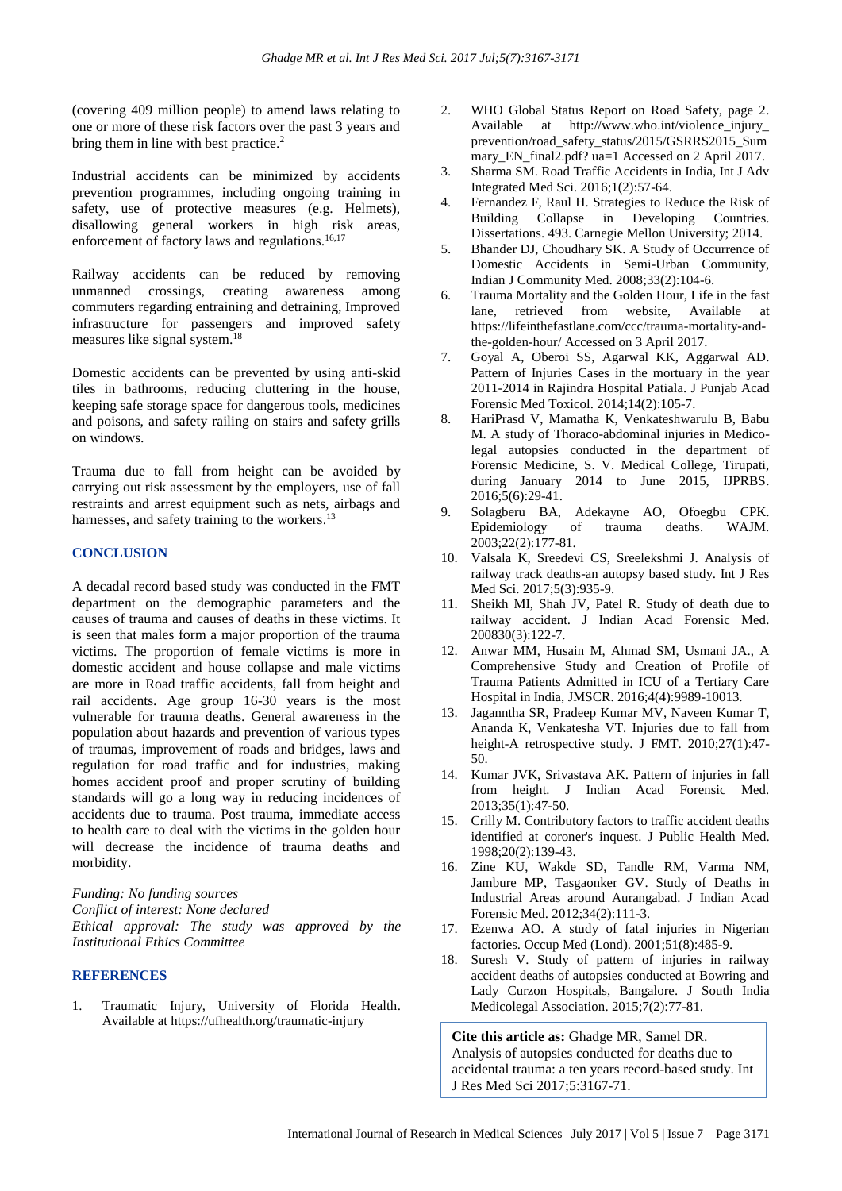(covering 409 million people) to amend laws relating to one or more of these risk factors over the past 3 years and bring them in line with best practice.[2]

Industrial accidents can be minimized by accidents prevention programmes, including ongoing training in safety, use of protective measures (e.g. Helmets), disallowing general workers in high risk areas, enforcement of factory laws and regulations.[16,17]

Railway accidents can be reduced by removing unmanned crossings, creating awareness among commuters regarding entraining and detraining, Improved infrastructure for passengers and improved safety measures like signal system.[18]

Domestic accidents can be prevented by using anti-skid tiles in bathrooms, reducing cluttering in the house, keeping safe storage space for dangerous tools, medicines and poisons, and safety railing on stairs and safety grills on windows.

Trauma due to fall from height can be avoided by carrying out risk assessment by the employers, use of fall restraints and arrest equipment such as nets, airbags and harnesses, and safety training to the workers.[13]

## CONCLUSION

A decadal record based study was conducted in the FMT department on the demographic parameters and the causes of trauma and causes of deaths in these victims. It is seen that males form a major proportion of the trauma victims. The proportion of female victims is more in domestic accident and house collapse and male victims are more in Road traffic accidents, fall from height and rail accidents. Age group 16-30 years is the most vulnerable for trauma deaths. General awareness in the population about hazards and prevention of various types of traumas, improvement of roads and bridges, laws and regulation for road traffic and for industries, making homes accident proof and proper scrutiny of building standards will go a long way in reducing incidences of accidents due to trauma. Post trauma, immediate access to health care to deal with the victims in the golden hour will decrease the incidence of trauma deaths and morbidity.

*Funding: No funding sources*
*Conflict of interest: None declared*
*Ethical approval: The study was approved by the Institutional Ethics Committee*

## REFERENCES

1. Traumatic Injury, University of Florida Health. Available at https://ufhealth.org/traumatic-injury
2. WHO Global Status Report on Road Safety, page 2. Available at http://www.who.int/violence_injury_prevention/road_safety_status/2015/GSRRS2015_Summary_EN_final2.pdf? ua=1 Accessed on 2 April 2017.
3. Sharma SM. Road Traffic Accidents in India, Int J Adv Integrated Med Sci. 2016;1(2):57-64.
4. Fernandez F, Raul H. Strategies to Reduce the Risk of Building Collapse in Developing Countries. Dissertations. 493. Carnegie Mellon University; 2014.
5. Bhander DJ, Choudhary SK. A Study of Occurrence of Domestic Accidents in Semi-Urban Community, Indian J Community Med. 2008;33(2):104-6.
6. Trauma Mortality and the Golden Hour, Life in the fast lane, retrieved from website, Available at https://lifeinthefastlane.com/ccc/trauma-mortality-and-the-golden-hour/ Accessed on 3 April 2017.
7. Goyal A, Oberoi SS, Agarwal KK, Aggarwal AD. Pattern of Injuries Cases in the mortuary in the year 2011-2014 in Rajindra Hospital Patiala. J Punjab Acad Forensic Med Toxicol. 2014;14(2):105-7.
8. HariPrasd V, Mamatha K, Venkateshwarulu B, Babu M. A study of Thoraco-abdominal injuries in Medico-legal autopsies conducted in the department of Forensic Medicine, S. V. Medical College, Tirupati, during January 2014 to June 2015, IJPRBS. 2016;5(6):29-41.
9. Solagberu BA, Adekayne AO, Ofoegbu CPK. Epidemiology of trauma deaths. WAJM. 2003;22(2):177-81.
10. Valsala K, Sreedevi CS, Sreelekshmi J. Analysis of railway track deaths-an autopsy based study. Int J Res Med Sci. 2017;5(3):935-9.
11. Sheikh MI, Shah JV, Patel R. Study of death due to railway accident. J Indian Acad Forensic Med. 200830(3):122-7.
12. Anwar MM, Husain M, Ahmad SM, Usmani JA., A Comprehensive Study and Creation of Profile of Trauma Patients Admitted in ICU of a Tertiary Care Hospital in India, JMSCR. 2016;4(4):9989-10013.
13. Jagannatha SR, Pradeep Kumar MV, Naveen Kumar T, Ananda K, Venkatesha VT. Injuries due to fall from height-A retrospective study. J FMT. 2010;27(1):47-50.
14. Kumar JVK, Srivastava AK. Pattern of injuries in fall from height. J Indian Acad Forensic Med. 2013;35(1):47-50.
15. Crilly M. Contributory factors to traffic accident deaths identified at coroner's inquest. J Public Health Med. 1998;20(2):139-43.
16. Zine KU, Wakde SD, Tandle RM, Varma NM, Jambure MP, Tasgaonker GV. Study of Deaths in Industrial Areas around Aurangabad. J Indian Acad Forensic Med. 2012;34(2):111-3.
17. Ezenwa AO. A study of fatal injuries in Nigerian factories. Occup Med (Lond). 2001;51(8):485-9.
18. Suresh V. Study of pattern of injuries in railway accident deaths of autopsies conducted at Bowring and Lady Curzon Hospitals, Bangalore. J South India Medicolegal Association. 2015;7(2):77-81.

**Cite this article as:** Ghadge MR, Samel DR. Analysis of autopsies conducted for deaths due to accidental trauma: a ten years record-based study. Int J Res Med Sci 2017;5:3167-71.